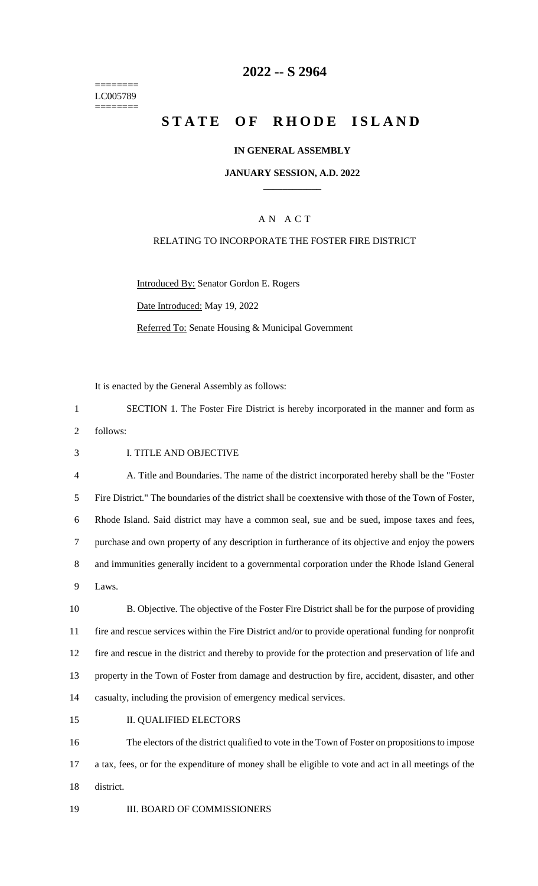# 2022 -- S 2964

========
LC005789
========

# STATE OF RHODE ISLAND

### IN GENERAL ASSEMBLY

### JANUARY SESSION, A.D. 2022

A N A C T

RELATING TO INCORPORATE THE FOSTER FIRE DISTRICT

Introduced By: Senator Gordon E. Rogers

Date Introduced: May 19, 2022

Referred To: Senate Housing & Municipal Government

It is enacted by the General Assembly as follows:

SECTION 1. The Foster Fire District is hereby incorporated in the manner and form as follows:

I. TITLE AND OBJECTIVE

A. Title and Boundaries. The name of the district incorporated hereby shall be the "Foster Fire District." The boundaries of the district shall be coextensive with those of the Town of Foster, Rhode Island. Said district may have a common seal, sue and be sued, impose taxes and fees, purchase and own property of any description in furtherance of its objective and enjoy the powers and immunities generally incident to a governmental corporation under the Rhode Island General Laws.

B. Objective. The objective of the Foster Fire District shall be for the purpose of providing fire and rescue services within the Fire District and/or to provide operational funding for nonprofit fire and rescue in the district and thereby to provide for the protection and preservation of life and property in the Town of Foster from damage and destruction by fire, accident, disaster, and other casualty, including the provision of emergency medical services.

II. QUALIFIED ELECTORS

The electors of the district qualified to vote in the Town of Foster on propositions to impose a tax, fees, or for the expenditure of money shall be eligible to vote and act in all meetings of the district.

III. BOARD OF COMMISSIONERS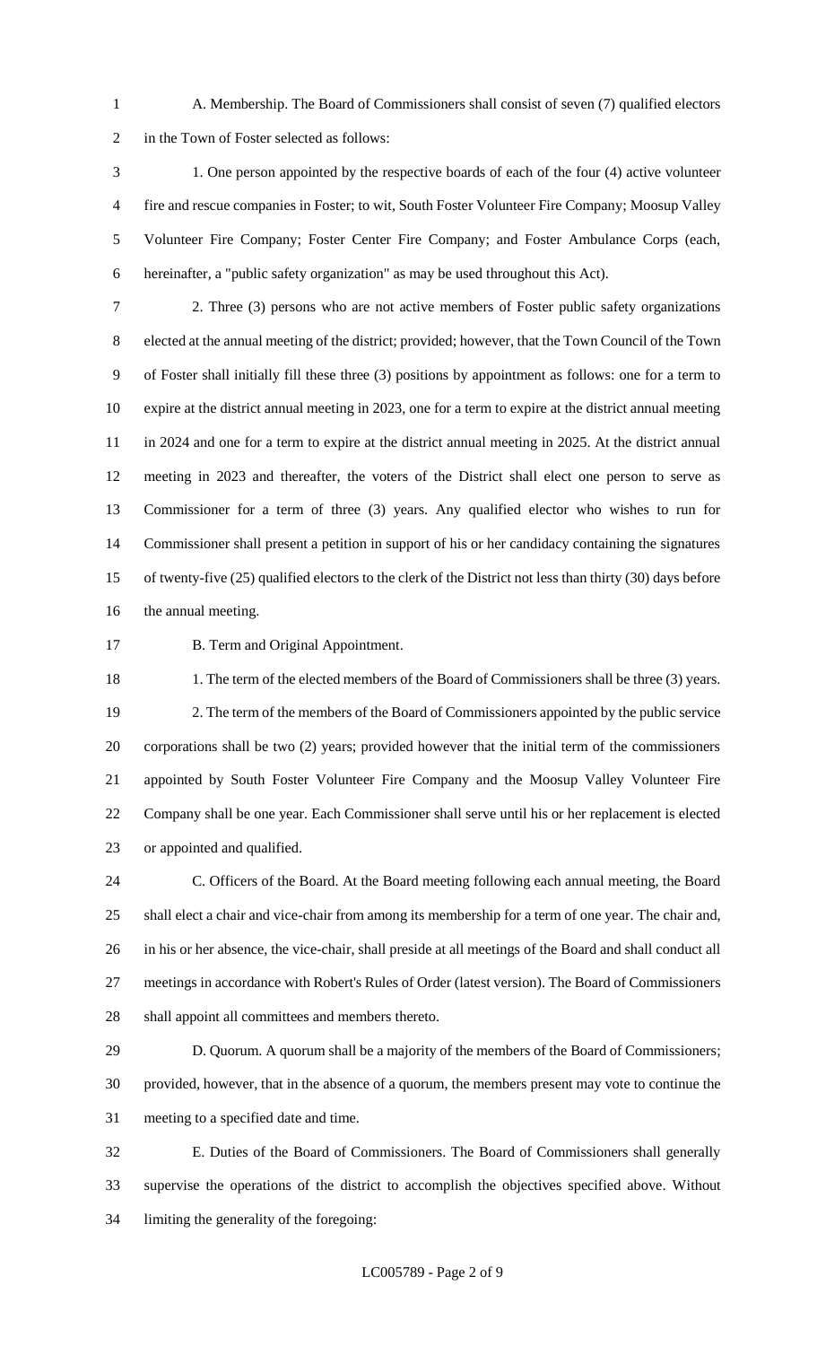A. Membership. The Board of Commissioners shall consist of seven (7) qualified electors in the Town of Foster selected as follows:

1. One person appointed by the respective boards of each of the four (4) active volunteer fire and rescue companies in Foster; to wit, South Foster Volunteer Fire Company; Moosup Valley Volunteer Fire Company; Foster Center Fire Company; and Foster Ambulance Corps (each, hereinafter, a "public safety organization" as may be used throughout this Act).

2. Three (3) persons who are not active members of Foster public safety organizations elected at the annual meeting of the district; provided; however, that the Town Council of the Town of Foster shall initially fill these three (3) positions by appointment as follows: one for a term to expire at the district annual meeting in 2023, one for a term to expire at the district annual meeting in 2024 and one for a term to expire at the district annual meeting in 2025. At the district annual meeting in 2023 and thereafter, the voters of the District shall elect one person to serve as Commissioner for a term of three (3) years. Any qualified elector who wishes to run for Commissioner shall present a petition in support of his or her candidacy containing the signatures of twenty-five (25) qualified electors to the clerk of the District not less than thirty (30) days before the annual meeting.

B. Term and Original Appointment.

1. The term of the elected members of the Board of Commissioners shall be three (3) years.

2. The term of the members of the Board of Commissioners appointed by the public service corporations shall be two (2) years; provided however that the initial term of the commissioners appointed by South Foster Volunteer Fire Company and the Moosup Valley Volunteer Fire Company shall be one year. Each Commissioner shall serve until his or her replacement is elected or appointed and qualified.

C. Officers of the Board. At the Board meeting following each annual meeting, the Board shall elect a chair and vice-chair from among its membership for a term of one year. The chair and, in his or her absence, the vice-chair, shall preside at all meetings of the Board and shall conduct all meetings in accordance with Robert's Rules of Order (latest version). The Board of Commissioners shall appoint all committees and members thereto.

D. Quorum. A quorum shall be a majority of the members of the Board of Commissioners; provided, however, that in the absence of a quorum, the members present may vote to continue the meeting to a specified date and time.

E. Duties of the Board of Commissioners. The Board of Commissioners shall generally supervise the operations of the district to accomplish the objectives specified above. Without limiting the generality of the foregoing: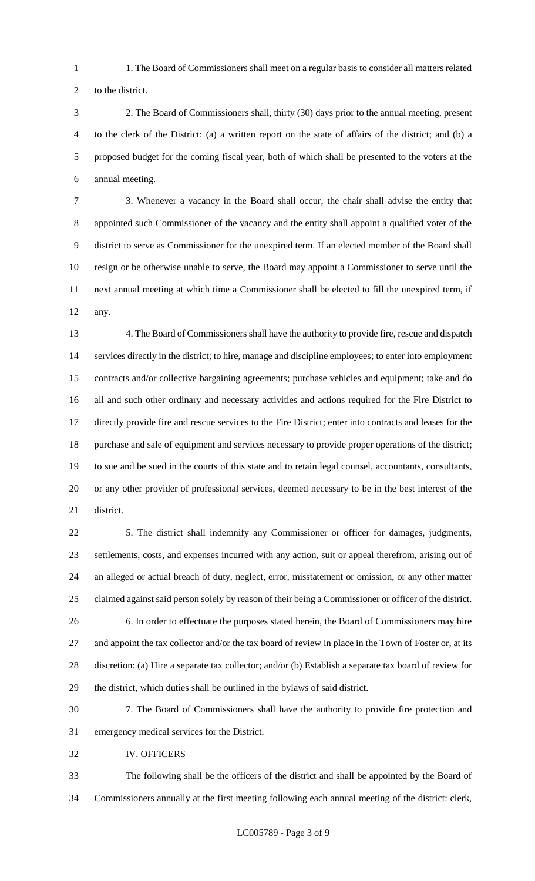1. The Board of Commissioners shall meet on a regular basis to consider all matters related to the district.

2. The Board of Commissioners shall, thirty (30) days prior to the annual meeting, present to the clerk of the District: (a) a written report on the state of affairs of the district; and (b) a proposed budget for the coming fiscal year, both of which shall be presented to the voters at the annual meeting.

3. Whenever a vacancy in the Board shall occur, the chair shall advise the entity that appointed such Commissioner of the vacancy and the entity shall appoint a qualified voter of the district to serve as Commissioner for the unexpired term. If an elected member of the Board shall resign or be otherwise unable to serve, the Board may appoint a Commissioner to serve until the next annual meeting at which time a Commissioner shall be elected to fill the unexpired term, if any.

4. The Board of Commissioners shall have the authority to provide fire, rescue and dispatch services directly in the district; to hire, manage and discipline employees; to enter into employment contracts and/or collective bargaining agreements; purchase vehicles and equipment; take and do all and such other ordinary and necessary activities and actions required for the Fire District to directly provide fire and rescue services to the Fire District; enter into contracts and leases for the purchase and sale of equipment and services necessary to provide proper operations of the district; to sue and be sued in the courts of this state and to retain legal counsel, accountants, consultants, or any other provider of professional services, deemed necessary to be in the best interest of the district.

5. The district shall indemnify any Commissioner or officer for damages, judgments, settlements, costs, and expenses incurred with any action, suit or appeal therefrom, arising out of an alleged or actual breach of duty, neglect, error, misstatement or omission, or any other matter claimed against said person solely by reason of their being a Commissioner or officer of the district.

6. In order to effectuate the purposes stated herein, the Board of Commissioners may hire and appoint the tax collector and/or the tax board of review in place in the Town of Foster or, at its discretion: (a) Hire a separate tax collector; and/or (b) Establish a separate tax board of review for the district, which duties shall be outlined in the bylaws of said district.

7. The Board of Commissioners shall have the authority to provide fire protection and emergency medical services for the District.

IV. OFFICERS

The following shall be the officers of the district and shall be appointed by the Board of Commissioners annually at the first meeting following each annual meeting of the district: clerk,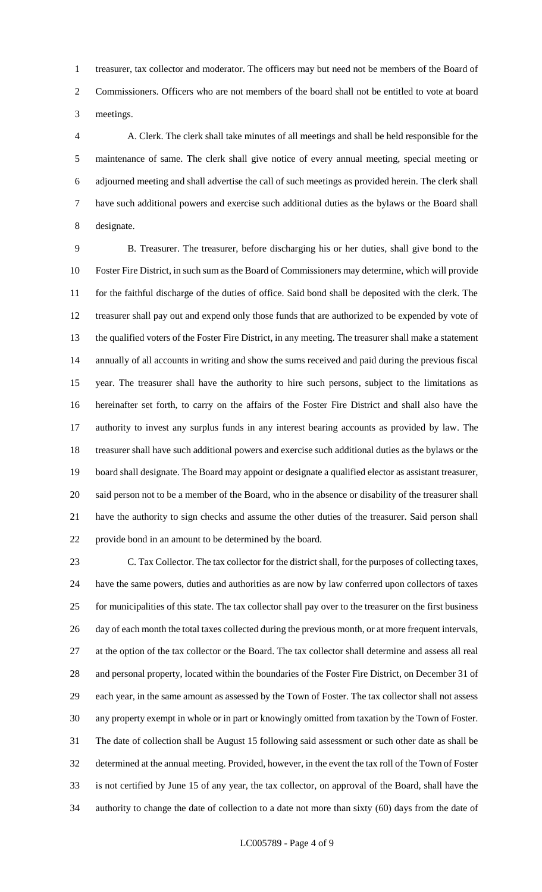treasurer, tax collector and moderator. The officers may but need not be members of the Board of Commissioners. Officers who are not members of the board shall not be entitled to vote at board meetings.

A. Clerk. The clerk shall take minutes of all meetings and shall be held responsible for the maintenance of same. The clerk shall give notice of every annual meeting, special meeting or adjourned meeting and shall advertise the call of such meetings as provided herein. The clerk shall have such additional powers and exercise such additional duties as the bylaws or the Board shall designate.

B. Treasurer. The treasurer, before discharging his or her duties, shall give bond to the Foster Fire District, in such sum as the Board of Commissioners may determine, which will provide for the faithful discharge of the duties of office. Said bond shall be deposited with the clerk. The treasurer shall pay out and expend only those funds that are authorized to be expended by vote of the qualified voters of the Foster Fire District, in any meeting. The treasurer shall make a statement annually of all accounts in writing and show the sums received and paid during the previous fiscal year. The treasurer shall have the authority to hire such persons, subject to the limitations as hereinafter set forth, to carry on the affairs of the Foster Fire District and shall also have the authority to invest any surplus funds in any interest bearing accounts as provided by law. The treasurer shall have such additional powers and exercise such additional duties as the bylaws or the board shall designate. The Board may appoint or designate a qualified elector as assistant treasurer, said person not to be a member of the Board, who in the absence or disability of the treasurer shall have the authority to sign checks and assume the other duties of the treasurer. Said person shall provide bond in an amount to be determined by the board.

C. Tax Collector. The tax collector for the district shall, for the purposes of collecting taxes, have the same powers, duties and authorities as are now by law conferred upon collectors of taxes for municipalities of this state. The tax collector shall pay over to the treasurer on the first business day of each month the total taxes collected during the previous month, or at more frequent intervals, at the option of the tax collector or the Board. The tax collector shall determine and assess all real and personal property, located within the boundaries of the Foster Fire District, on December 31 of each year, in the same amount as assessed by the Town of Foster. The tax collector shall not assess any property exempt in whole or in part or knowingly omitted from taxation by the Town of Foster. The date of collection shall be August 15 following said assessment or such other date as shall be determined at the annual meeting. Provided, however, in the event the tax roll of the Town of Foster is not certified by June 15 of any year, the tax collector, on approval of the Board, shall have the authority to change the date of collection to a date not more than sixty (60) days from the date of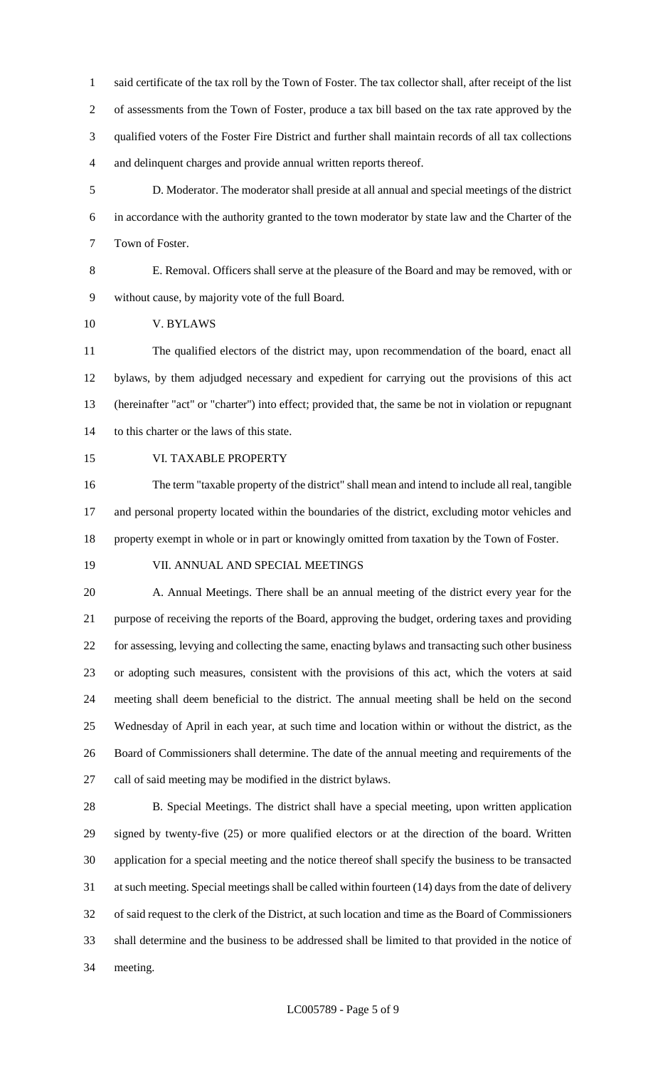said certificate of the tax roll by the Town of Foster. The tax collector shall, after receipt of the list of assessments from the Town of Foster, produce a tax bill based on the tax rate approved by the qualified voters of the Foster Fire District and further shall maintain records of all tax collections and delinquent charges and provide annual written reports thereof.

D. Moderator. The moderator shall preside at all annual and special meetings of the district in accordance with the authority granted to the town moderator by state law and the Charter of the Town of Foster.

E. Removal. Officers shall serve at the pleasure of the Board and may be removed, with or without cause, by majority vote of the full Board.

V. BYLAWS

The qualified electors of the district may, upon recommendation of the board, enact all bylaws, by them adjudged necessary and expedient for carrying out the provisions of this act (hereinafter "act" or "charter") into effect; provided that, the same be not in violation or repugnant to this charter or the laws of this state.

VI. TAXABLE PROPERTY

The term "taxable property of the district" shall mean and intend to include all real, tangible and personal property located within the boundaries of the district, excluding motor vehicles and property exempt in whole or in part or knowingly omitted from taxation by the Town of Foster.

VII. ANNUAL AND SPECIAL MEETINGS

A. Annual Meetings. There shall be an annual meeting of the district every year for the purpose of receiving the reports of the Board, approving the budget, ordering taxes and providing for assessing, levying and collecting the same, enacting bylaws and transacting such other business or adopting such measures, consistent with the provisions of this act, which the voters at said meeting shall deem beneficial to the district. The annual meeting shall be held on the second Wednesday of April in each year, at such time and location within or without the district, as the Board of Commissioners shall determine. The date of the annual meeting and requirements of the call of said meeting may be modified in the district bylaws.

B. Special Meetings. The district shall have a special meeting, upon written application signed by twenty-five (25) or more qualified electors or at the direction of the board. Written application for a special meeting and the notice thereof shall specify the business to be transacted at such meeting. Special meetings shall be called within fourteen (14) days from the date of delivery of said request to the clerk of the District, at such location and time as the Board of Commissioners shall determine and the business to be addressed shall be limited to that provided in the notice of meeting.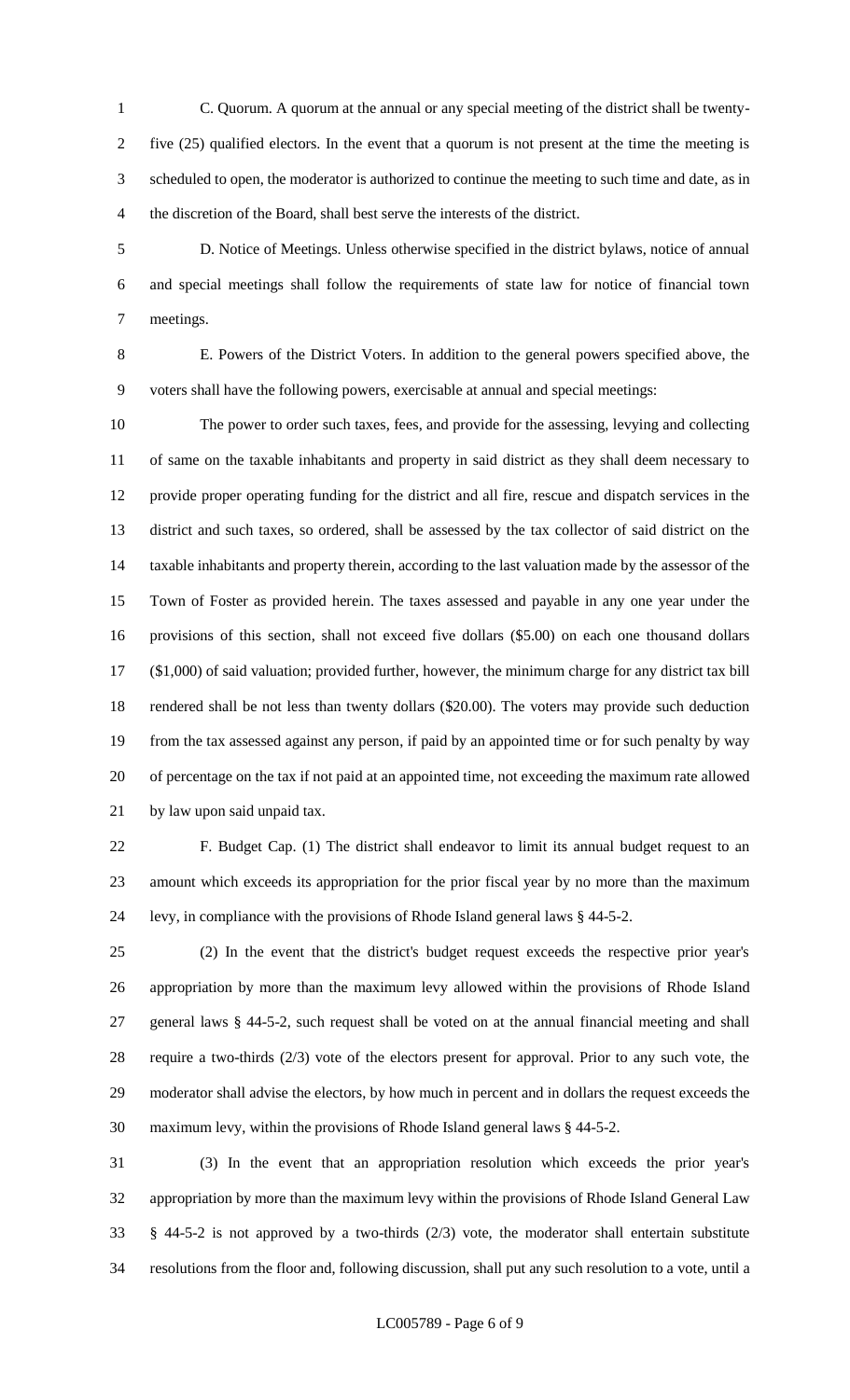C. Quorum. A quorum at the annual or any special meeting of the district shall be twenty-five (25) qualified electors. In the event that a quorum is not present at the time the meeting is scheduled to open, the moderator is authorized to continue the meeting to such time and date, as in the discretion of the Board, shall best serve the interests of the district.

D. Notice of Meetings. Unless otherwise specified in the district bylaws, notice of annual and special meetings shall follow the requirements of state law for notice of financial town meetings.

E. Powers of the District Voters. In addition to the general powers specified above, the voters shall have the following powers, exercisable at annual and special meetings:

The power to order such taxes, fees, and provide for the assessing, levying and collecting of same on the taxable inhabitants and property in said district as they shall deem necessary to provide proper operating funding for the district and all fire, rescue and dispatch services in the district and such taxes, so ordered, shall be assessed by the tax collector of said district on the taxable inhabitants and property therein, according to the last valuation made by the assessor of the Town of Foster as provided herein. The taxes assessed and payable in any one year under the provisions of this section, shall not exceed five dollars ($5.00) on each one thousand dollars ($1,000) of said valuation; provided further, however, the minimum charge for any district tax bill rendered shall be not less than twenty dollars ($20.00). The voters may provide such deduction from the tax assessed against any person, if paid by an appointed time or for such penalty by way of percentage on the tax if not paid at an appointed time, not exceeding the maximum rate allowed by law upon said unpaid tax.

F. Budget Cap. (1) The district shall endeavor to limit its annual budget request to an amount which exceeds its appropriation for the prior fiscal year by no more than the maximum levy, in compliance with the provisions of Rhode Island general laws § 44-5-2.

(2) In the event that the district's budget request exceeds the respective prior year's appropriation by more than the maximum levy allowed within the provisions of Rhode Island general laws § 44-5-2, such request shall be voted on at the annual financial meeting and shall require a two-thirds (2/3) vote of the electors present for approval. Prior to any such vote, the moderator shall advise the electors, by how much in percent and in dollars the request exceeds the maximum levy, within the provisions of Rhode Island general laws § 44-5-2.

(3) In the event that an appropriation resolution which exceeds the prior year's appropriation by more than the maximum levy within the provisions of Rhode Island General Law § 44-5-2 is not approved by a two-thirds (2/3) vote, the moderator shall entertain substitute resolutions from the floor and, following discussion, shall put any such resolution to a vote, until a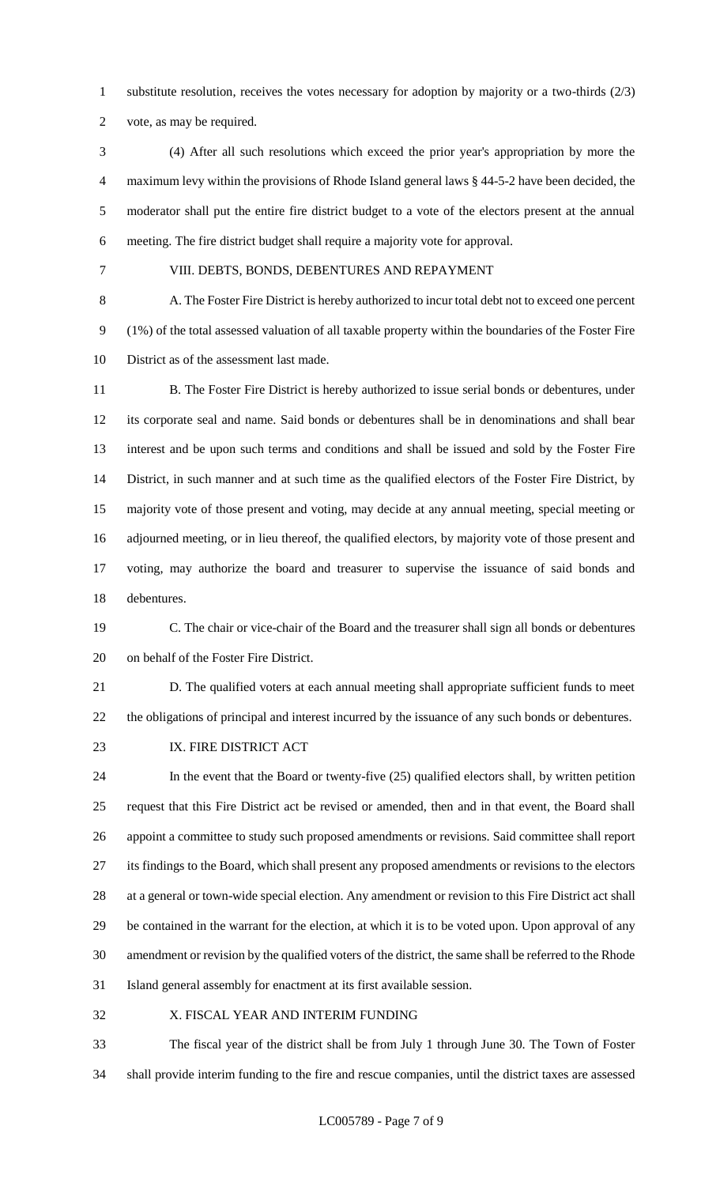substitute resolution, receives the votes necessary for adoption by majority or a two-thirds (2/3) vote, as may be required.

(4) After all such resolutions which exceed the prior year's appropriation by more the maximum levy within the provisions of Rhode Island general laws § 44-5-2 have been decided, the moderator shall put the entire fire district budget to a vote of the electors present at the annual meeting. The fire district budget shall require a majority vote for approval.

VIII. DEBTS, BONDS, DEBENTURES AND REPAYMENT

A. The Foster Fire District is hereby authorized to incur total debt not to exceed one percent (1%) of the total assessed valuation of all taxable property within the boundaries of the Foster Fire District as of the assessment last made.

B. The Foster Fire District is hereby authorized to issue serial bonds or debentures, under its corporate seal and name. Said bonds or debentures shall be in denominations and shall bear interest and be upon such terms and conditions and shall be issued and sold by the Foster Fire District, in such manner and at such time as the qualified electors of the Foster Fire District, by majority vote of those present and voting, may decide at any annual meeting, special meeting or adjourned meeting, or in lieu thereof, the qualified electors, by majority vote of those present and voting, may authorize the board and treasurer to supervise the issuance of said bonds and debentures.

C. The chair or vice-chair of the Board and the treasurer shall sign all bonds or debentures on behalf of the Foster Fire District.

D. The qualified voters at each annual meeting shall appropriate sufficient funds to meet the obligations of principal and interest incurred by the issuance of any such bonds or debentures.

IX. FIRE DISTRICT ACT

In the event that the Board or twenty-five (25) qualified electors shall, by written petition request that this Fire District act be revised or amended, then and in that event, the Board shall appoint a committee to study such proposed amendments or revisions. Said committee shall report its findings to the Board, which shall present any proposed amendments or revisions to the electors at a general or town-wide special election. Any amendment or revision to this Fire District act shall be contained in the warrant for the election, at which it is to be voted upon. Upon approval of any amendment or revision by the qualified voters of the district, the same shall be referred to the Rhode Island general assembly for enactment at its first available session.

X. FISCAL YEAR AND INTERIM FUNDING

The fiscal year of the district shall be from July 1 through June 30. The Town of Foster shall provide interim funding to the fire and rescue companies, until the district taxes are assessed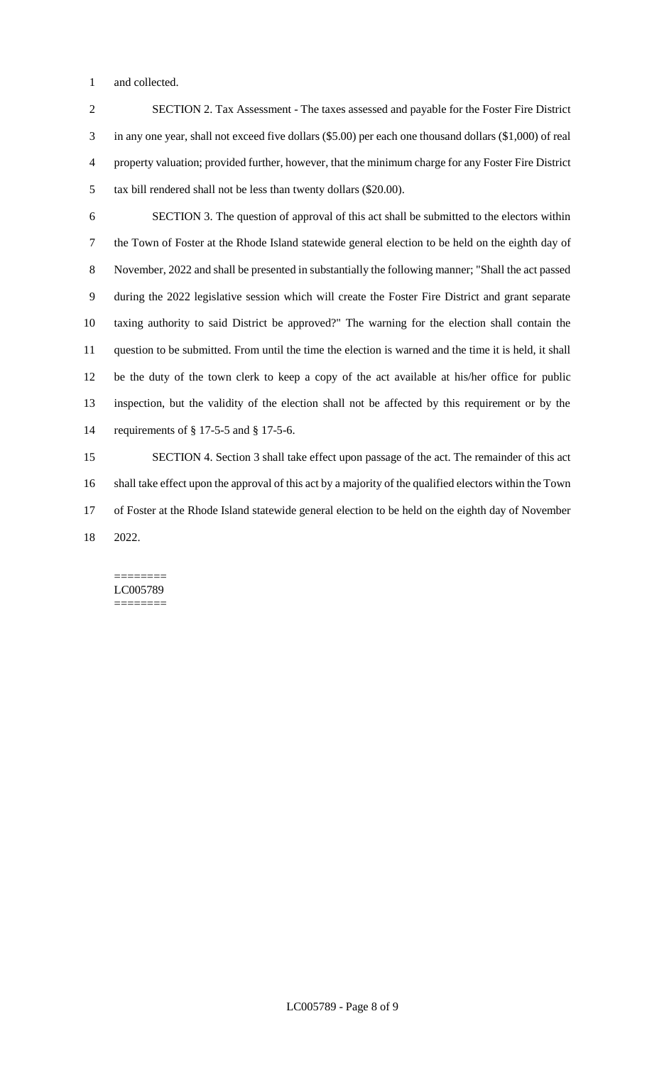and collected.

SECTION 2. Tax Assessment - The taxes assessed and payable for the Foster Fire District in any one year, shall not exceed five dollars ($5.00) per each one thousand dollars ($1,000) of real property valuation; provided further, however, that the minimum charge for any Foster Fire District tax bill rendered shall not be less than twenty dollars ($20.00).

SECTION 3. The question of approval of this act shall be submitted to the electors within the Town of Foster at the Rhode Island statewide general election to be held on the eighth day of November, 2022 and shall be presented in substantially the following manner; "Shall the act passed during the 2022 legislative session which will create the Foster Fire District and grant separate taxing authority to said District be approved?" The warning for the election shall contain the question to be submitted. From until the time the election is warned and the time it is held, it shall be the duty of the town clerk to keep a copy of the act available at his/her office for public inspection, but the validity of the election shall not be affected by this requirement or by the requirements of § 17-5-5 and § 17-5-6.

SECTION 4. Section 3 shall take effect upon passage of the act. The remainder of this act shall take effect upon the approval of this act by a majority of the qualified electors within the Town of Foster at the Rhode Island statewide general election to be held on the eighth day of November 2022.

========
LC005789
========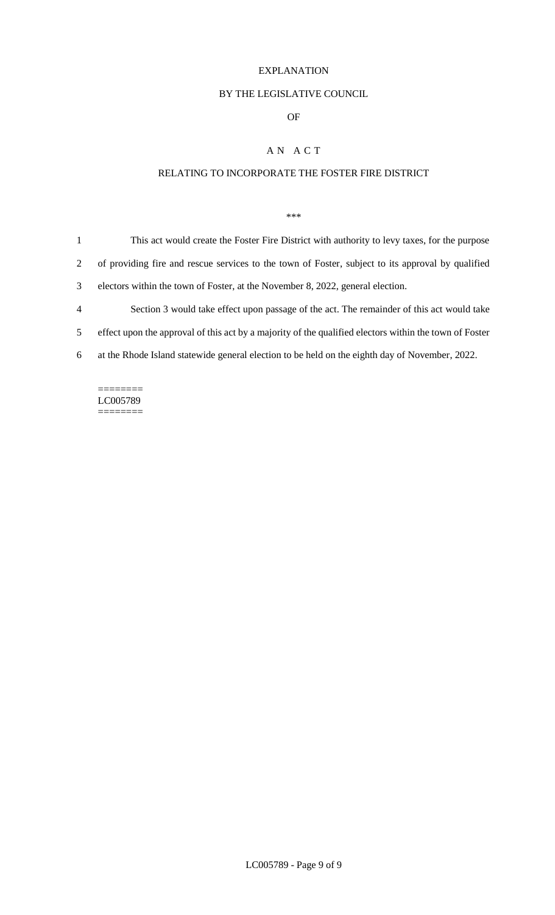EXPLANATION

BY THE LEGISLATIVE COUNCIL

OF

A N A C T

RELATING TO INCORPORATE THE FOSTER FIRE DISTRICT

\*\*\*

1 This act would create the Foster Fire District with authority to levy taxes, for the purpose
2 of providing fire and rescue services to the town of Foster, subject to its approval by qualified
3 electors within the town of Foster, at the November 8, 2022, general election.
4 Section 3 would take effect upon passage of the act. The remainder of this act would take
5 effect upon the approval of this act by a majority of the qualified electors within the town of Foster
6 at the Rhode Island statewide general election to be held on the eighth day of November, 2022.

========
LC005789
========